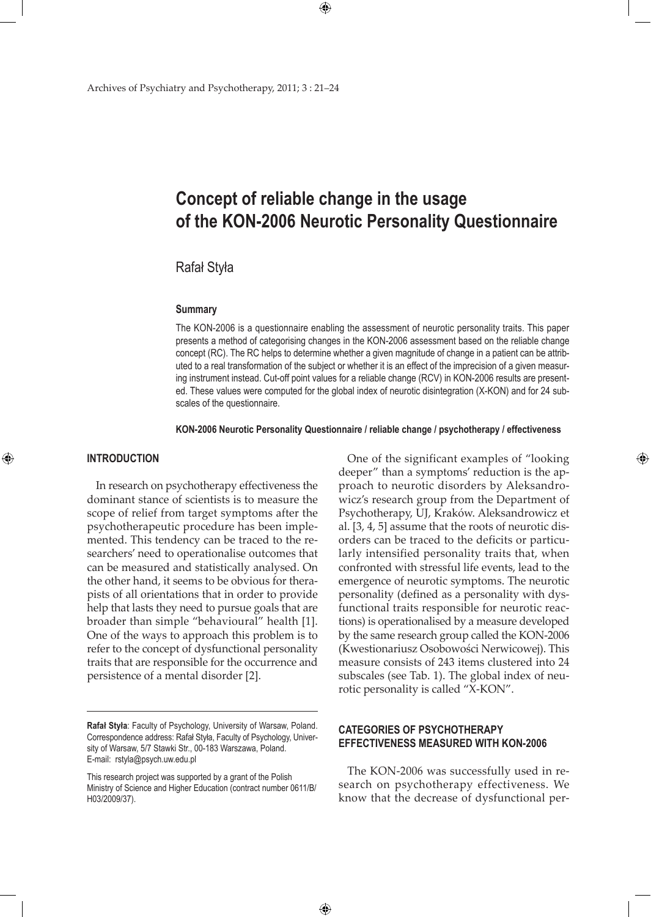# Concept of reliable change in the usage of the KON-2006 Neurotic Personality Questionnaire

Rafał Styła

### Summary

The KON-2006 is a questionnaire enabling the assessment of neurotic personality traits. This paper presents a method of categorising changes in the KON-2006 assessment based on the reliable change concept (RC). The RC helps to determine whether a given magnitude of change in a patient can be attributed to a real transformation of the subject or whether it is an effect of the imprecision of a given measuring instrument instead. Cut-off point values for a reliable change (RCV) in KON-2006 results are presented. These values were computed for the global index of neurotic disintegration (X-KON) and for 24 subscales of the questionnaire.

**KON-2006 Neurotic Personality Questionnaire / reliable change / psychotherapy / effectiveness**

## INTRODUCTION

In research on psychotherapy effectiveness the dominant stance of scientists is to measure the scope of relief from target symptoms after the psychotherapeutic procedure has been implemented. This tendency can be traced to the researchers' need to operationalise outcomes that can be measured and statistically analysed. On the other hand, it seems to be obvious for therapists of all orientations that in order to provide help that lasts they need to pursue goals that are broader than simple "behavioural" health [1]. One of the ways to approach this problem is to refer to the concept of dysfunctional personality traits that are responsible for the occurrence and persistence of a mental disorder [2].

One of the significant examples of "looking deeper" than a symptoms' reduction is the approach to neurotic disorders by Aleksandrowicz's research group from the Department of Psychotherapy, UJ, Kraków. Aleksandrowicz et al. [3, 4, 5] assume that the roots of neurotic disorders can be traced to the deficits or particularly intensified personality traits that, when confronted with stressful life events, lead to the emergence of neurotic symptoms. The neurotic personality (defined as a personality with dysfunctional traits responsible for neurotic reactions) is operationalised by a measure developed by the same research group called the KON-2006 (Kwestionariusz Osobowości Nerwicowej). This measure consists of 243 items clustered into 24 subscales (see Tab. 1). The global index of neurotic personality is called "X-KON".

## CATEGORIES OF PSYCHOTHERAPY EFFECTIVENESS MEASURED WITH KON-2006

The KON-2006 was successfully used in research on psychotherapy effectiveness. We know that the decrease of dysfunctional per-

---

**Rafał Styła**: Faculty of Psychology, University of Warsaw, Poland. Correspondence address: Rafał Styła, Faculty of Psychology, University of Warsaw, 5/7 Stawki Str., 00-183 Warszawa, Poland. E-mail: rstyla@psych.uw.edu.pl

This research project was supported by a grant of the Polish Ministry of Science and Higher Education (contract number 0611/B/H03/2009/37).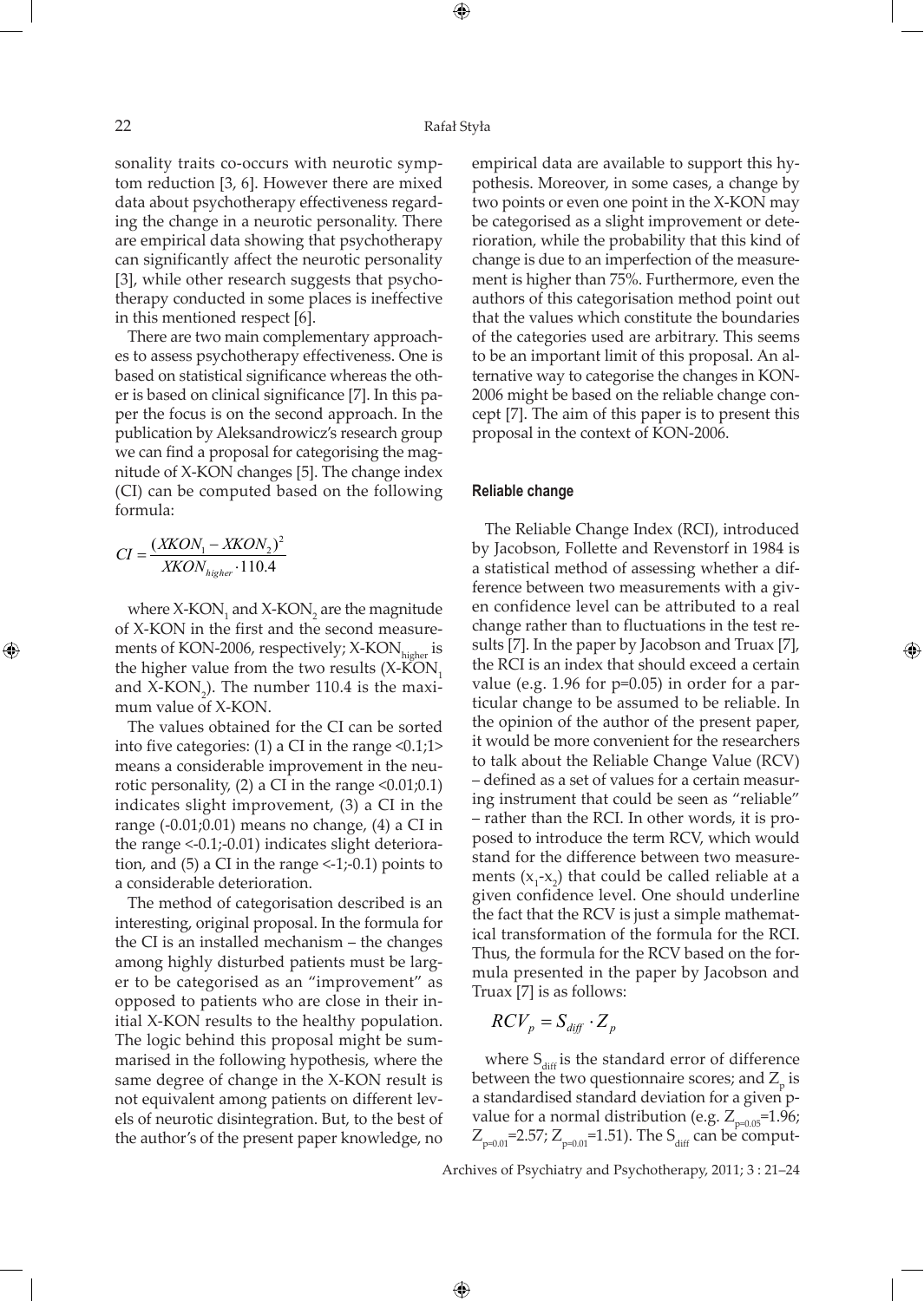sonality traits co-occurs with neurotic symptom reduction [3, 6]. However there are mixed data about psychotherapy effectiveness regarding the change in a neurotic personality. There are empirical data showing that psychotherapy can significantly affect the neurotic personality [3], while other research suggests that psychotherapy conducted in some places is ineffective in this mentioned respect [6].

There are two main complementary approaches to assess psychotherapy effectiveness. One is based on statistical significance whereas the other is based on clinical significance [7]. In this paper the focus is on the second approach. In the publication by Aleksandrowicz's research group we can find a proposal for categorising the magnitude of X-KON changes [5]. The change index (CI) can be computed based on the following formula:

$$CI = \frac{(XKON_1 - XKON_2)^2}{XKON_{higher} \cdot 110.4}$$

where $X\text{-}KON_1$ and $X\text{-}KON_2$ are the magnitude of X-KON in the first and the second measurements of KON-2006, respectively; $X\text{-}KON_{higher}$ is the higher value from the two results ($X\text{-}KON_1$ and $X\text{-}KON_2$). The number 110.4 is the maximum value of X-KON.

The values obtained for the CI can be sorted into five categories: (1) a CI in the range <0.1;1> means a considerable improvement in the neurotic personality, (2) a CI in the range <0.01;0.1) indicates slight improvement, (3) a CI in the range (-0.01;0.01) means no change, (4) a CI in the range <-0.1;-0.01) indicates slight deterioration, and (5) a CI in the range <-1;-0.1) points to a considerable deterioration.

The method of categorisation described is an interesting, original proposal. In the formula for the CI is an installed mechanism – the changes among highly disturbed patients must be larger to be categorised as an "improvement" as opposed to patients who are close in their initial X-KON results to the healthy population. The logic behind this proposal might be summarised in the following hypothesis, where the same degree of change in the X-KON result is not equivalent among patients on different levels of neurotic disintegration. But, to the best of the author's of the present paper knowledge, no empirical data are available to support this hypothesis. Moreover, in some cases, a change by two points or even one point in the X-KON may be categorised as a slight improvement or deterioration, while the probability that this kind of change is due to an imperfection of the measurement is higher than 75%. Furthermore, even the authors of this categorisation method point out that the values which constitute the boundaries of the categories used are arbitrary. This seems to be an important limit of this proposal. An alternative way to categorise the changes in KON-2006 might be based on the reliable change concept [7]. The aim of this paper is to present this proposal in the context of KON-2006.

## Reliable change

The Reliable Change Index (RCI), introduced by Jacobson, Follette and Revenstorf in 1984 is a statistical method of assessing whether a difference between two measurements with a given confidence level can be attributed to a real change rather than to fluctuations in the test results [7]. In the paper by Jacobson and Truax [7], the RCI is an index that should exceed a certain value (e.g. 1.96 for p=0.05) in order for a particular change to be assumed to be reliable. In the opinion of the author of the present paper, it would be more convenient for the researchers to talk about the Reliable Change Value (RCV) – defined as a set of values for a certain measuring instrument that could be seen as "reliable" – rather than the RCI. In other words, it is proposed to introduce the term RCV, which would stand for the difference between two measurements ($x_1$-$x_2$) that could be called reliable at a given confidence level. One should underline the fact that the RCV is just a simple mathematical transformation of the formula for the RCI. Thus, the formula for the RCV based on the formula presented in the paper by Jacobson and Truax [7] is as follows:

$$RCV_p = S_{diff} \cdot Z_p$$

where $S_{diff}$ is the standard error of difference between the two questionnaire scores; and $Z_p$ is a standardised standard deviation for a given p-value for a normal distribution (e.g. $Z_{p=0.05}$=1.96; $Z_{p=0.01}$=2.57; $Z_{p=0.01}$=1.51). The $S_{diff}$ can be comput-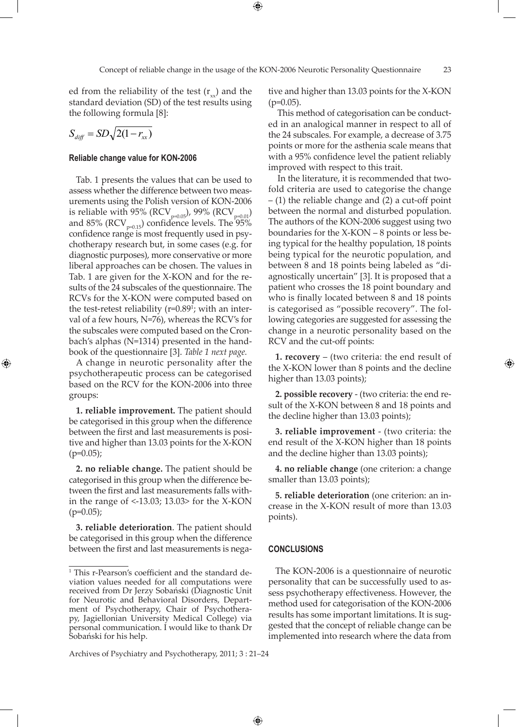ed from the reliability of the test ($r_{xx}$) and the standard deviation (SD) of the test results using the following formula [8]:

$$S_{diff} = SD\sqrt{2(1-r_{xx})}$$

### Reliable change value for KON-2006

Tab. 1 presents the values that can be used to assess whether the difference between two measurements using the Polish version of KON-2006 is reliable with 95% ($RCV_{p=0.05}$), 99% ($RCV_{p=0.01}$) and 85% ($RCV_{p=0.15}$) confidence levels. The 95% confidence range is most frequently used in psychotherapy research but, in some cases (e.g. for diagnostic purposes), more conservative or more liberal approaches can be chosen. The values in Tab. 1 are given for the X-KON and for the results of the 24 subscales of the questionnaire. The RCVs for the X-KON were computed based on the test-retest reliability (r=0.89[1]; with an interval of a few hours, N=76), whereas the RCV's for the subscales were computed based on the Cronbach's alphas (N=1314) presented in the handbook of the questionnaire [3]. *Table 1 next page.*

A change in neurotic personality after the psychotherapeutic process can be categorised based on the RCV for the KON-2006 into three groups:

**1. reliable improvement.** The patient should be categorised in this group when the difference between the first and last measurements is positive and higher than 13.03 points for the X-KON (p=0.05);

**2. no reliable change.** The patient should be categorised in this group when the difference between the first and last measurements falls within the range of <-13.03; 13.03> for the X-KON (p=0.05);

**3. reliable deterioration**. The patient should be categorised in this group when the difference between the first and last measurements is negative and higher than 13.03 points for the X-KON (p=0.05).

This method of categorisation can be conducted in an analogical manner in respect to all of the 24 subscales. For example, a decrease of 3.75 points or more for the asthenia scale means that with a 95% confidence level the patient reliably improved with respect to this trait.

In the literature, it is recommended that twofold criteria are used to categorise the change – (1) the reliable change and (2) a cut-off point between the normal and disturbed population. The authors of the KON-2006 suggest using two boundaries for the X-KON – 8 points or less being typical for the healthy population, 18 points being typical for the neurotic population, and between 8 and 18 points being labeled as "diagnostically uncertain" [3]. It is proposed that a patient who crosses the 18 point boundary and who is finally located between 8 and 18 points is categorised as "possible recovery". The following categories are suggested for assessing the change in a neurotic personality based on the RCV and the cut-off points:

**1. recovery** – (two criteria: the end result of the X-KON lower than 8 points and the decline higher than 13.03 points);

**2. possible recovery** - (two criteria: the end result of the X-KON between 8 and 18 points and the decline higher than 13.03 points);

**3. reliable improvement** - (two criteria: the end result of the X-KON higher than 18 points and the decline higher than 13.03 points);

**4. no reliable change** (one criterion: a change smaller than 13.03 points);

**5. reliable deterioration** (one criterion: an increase in the X-KON result of more than 13.03 points).

## CONCLUSIONS

The KON-2006 is a questionnaire of neurotic personality that can be successfully used to assess psychotherapy effectiveness. However, the method used for categorisation of the KON-2006 results has some important limitations. It is suggested that the concept of reliable change can be implemented into research where the data from

[1] This r-Pearson's coefficient and the standard deviation values needed for all computations were received from Dr Jerzy Sobański (Diagnostic Unit for Neurotic and Behavioral Disorders, Department of Psychotherapy, Chair of Psychotherapy, Jagiellonian University Medical College) via personal communication. I would like to thank Dr Sobański for his help.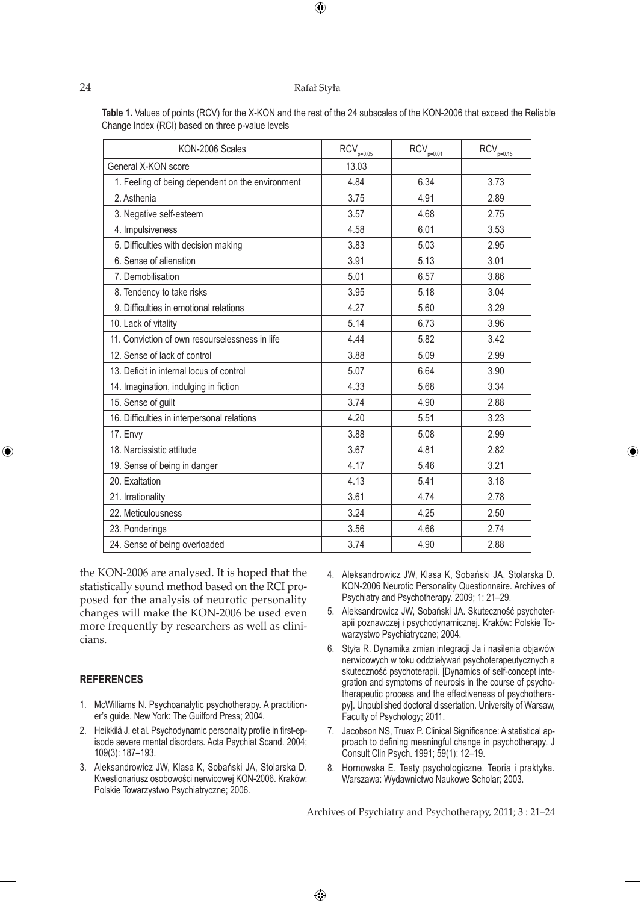**Table 1.** Values of points (RCV) for the X-KON and the rest of the 24 subscales of the KON-2006 that exceed the Reliable Change Index (RCI) based on three p-value levels

| KON-2006 Scales | $RCV_{p=0.05}$ | $RCV_{p=0.01}$ | $RCV_{p=0.15}$ |
|---|---|---|---|
| General X-KON score | 13.03 | | |
| 1. Feeling of being dependent on the environment | 4.84 | 6.34 | 3.73 |
| 2. Asthenia | 3.75 | 4.91 | 2.89 |
| 3. Negative self-esteem | 3.57 | 4.68 | 2.75 |
| 4. Impulsiveness | 4.58 | 6.01 | 3.53 |
| 5. Difficulties with decision making | 3.83 | 5.03 | 2.95 |
| 6. Sense of alienation | 3.91 | 5.13 | 3.01 |
| 7. Demobilisation | 5.01 | 6.57 | 3.86 |
| 8. Tendency to take risks | 3.95 | 5.18 | 3.04 |
| 9. Difficulties in emotional relations | 4.27 | 5.60 | 3.29 |
| 10. Lack of vitality | 5.14 | 6.73 | 3.96 |
| 11. Conviction of own resourselessness in life | 4.44 | 5.82 | 3.42 |
| 12. Sense of lack of control | 3.88 | 5.09 | 2.99 |
| 13. Deficit in internal locus of control | 5.07 | 6.64 | 3.90 |
| 14. Imagination, indulging in fiction | 4.33 | 5.68 | 3.34 |
| 15. Sense of guilt | 3.74 | 4.90 | 2.88 |
| 16. Difficulties in interpersonal relations | 4.20 | 5.51 | 3.23 |
| 17. Envy | 3.88 | 5.08 | 2.99 |
| 18. Narcissistic attitude | 3.67 | 4.81 | 2.82 |
| 19. Sense of being in danger | 4.17 | 5.46 | 3.21 |
| 20. Exaltation | 4.13 | 5.41 | 3.18 |
| 21. Irrationality | 3.61 | 4.74 | 2.78 |
| 22. Meticulousness | 3.24 | 4.25 | 2.50 |
| 23. Ponderings | 3.56 | 4.66 | 2.74 |
| 24. Sense of being overloaded | 3.74 | 4.90 | 2.88 |

the KON-2006 are analysed. It is hoped that the statistically sound method based on the RCI proposed for the analysis of neurotic personality changes will make the KON-2006 be used even more frequently by researchers as well as clinicians.

## REFERENCES

1. McWilliams N. Psychoanalytic psychotherapy. A practitioner's guide. New York: The Guilford Press; 2004.
2. Heikkilä J. et al. Psychodynamic personality profile in first-episode severe mental disorders. Acta Psychiat Scand. 2004; 109(3): 187–193.
3. Aleksandrowicz JW, Klasa K, Sobański JA, Stolarska D. Kwestionariusz osobowości nerwicowej KON-2006. Kraków: Polskie Towarzystwo Psychiatryczne; 2006.
4. Aleksandrowicz JW, Klasa K, Sobański JA, Stolarska D. KON-2006 Neurotic Personality Questionnaire. Archives of Psychiatry and Psychotherapy. 2009; 1: 21–29.
5. Aleksandrowicz JW, Sobański JA. Skuteczność psychoterapii poznawczej i psychodynamicznej. Kraków: Polskie Towarzystwo Psychiatryczne; 2004.
6. Styła R. Dynamika zmian integracji Ja i nasilenia objawów nerwicowych w toku oddziaływań psychoterapeutycznych a skuteczność psychoterapii. [Dynamics of self-concept integration and symptoms of neurosis in the course of psychotherapeutic process and the effectiveness of psychotherapy]. Unpublished doctoral dissertation. University of Warsaw, Faculty of Psychology; 2011.
7. Jacobson NS, Truax P. Clinical Significance: A statistical approach to defining meaningful change in psychotherapy. J Consult Clin Psych. 1991; 59(1): 12–19.
8. Hornowska E. Testy psychologiczne. Teoria i praktyka. Warszawa: Wydawnictwo Naukowe Scholar; 2003.